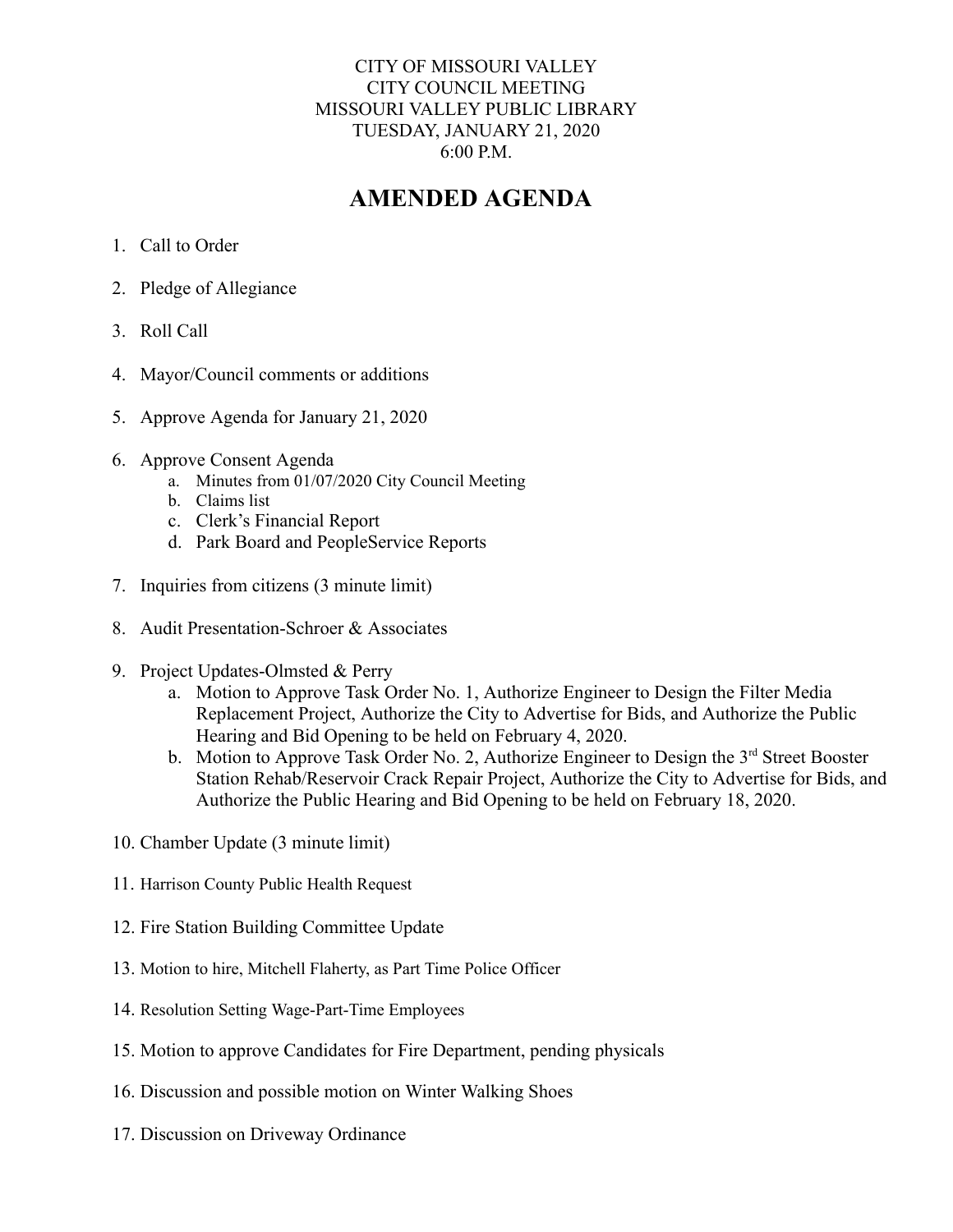CITY OF MISSOURI VALLEY
CITY COUNCIL MEETING
MISSOURI VALLEY PUBLIC LIBRARY
TUESDAY, JANUARY 21, 2020
6:00 P.M.

# AMENDED AGENDA

1. Call to Order
2. Pledge of Allegiance
3. Roll Call
4. Mayor/Council comments or additions
5. Approve Agenda for January 21, 2020
6. Approve Consent Agenda
   a. Minutes from 01/07/2020 City Council Meeting
   b. Claims list
   c. Clerk's Financial Report
   d. Park Board and PeopleService Reports
7. Inquiries from citizens (3 minute limit)
8. Audit Presentation-Schroer & Associates
9. Project Updates-Olmsted & Perry
   a. Motion to Approve Task Order No. 1, Authorize Engineer to Design the Filter Media Replacement Project, Authorize the City to Advertise for Bids, and Authorize the Public Hearing and Bid Opening to be held on February 4, 2020.
   b. Motion to Approve Task Order No. 2, Authorize Engineer to Design the 3rd Street Booster Station Rehab/Reservoir Crack Repair Project, Authorize the City to Advertise for Bids, and Authorize the Public Hearing and Bid Opening to be held on February 18, 2020.
10. Chamber Update (3 minute limit)
11. Harrison County Public Health Request
12. Fire Station Building Committee Update
13. Motion to hire, Mitchell Flaherty, as Part Time Police Officer
14. Resolution Setting Wage-Part-Time Employees
15. Motion to approve Candidates for Fire Department, pending physicals
16. Discussion and possible motion on Winter Walking Shoes
17. Discussion on Driveway Ordinance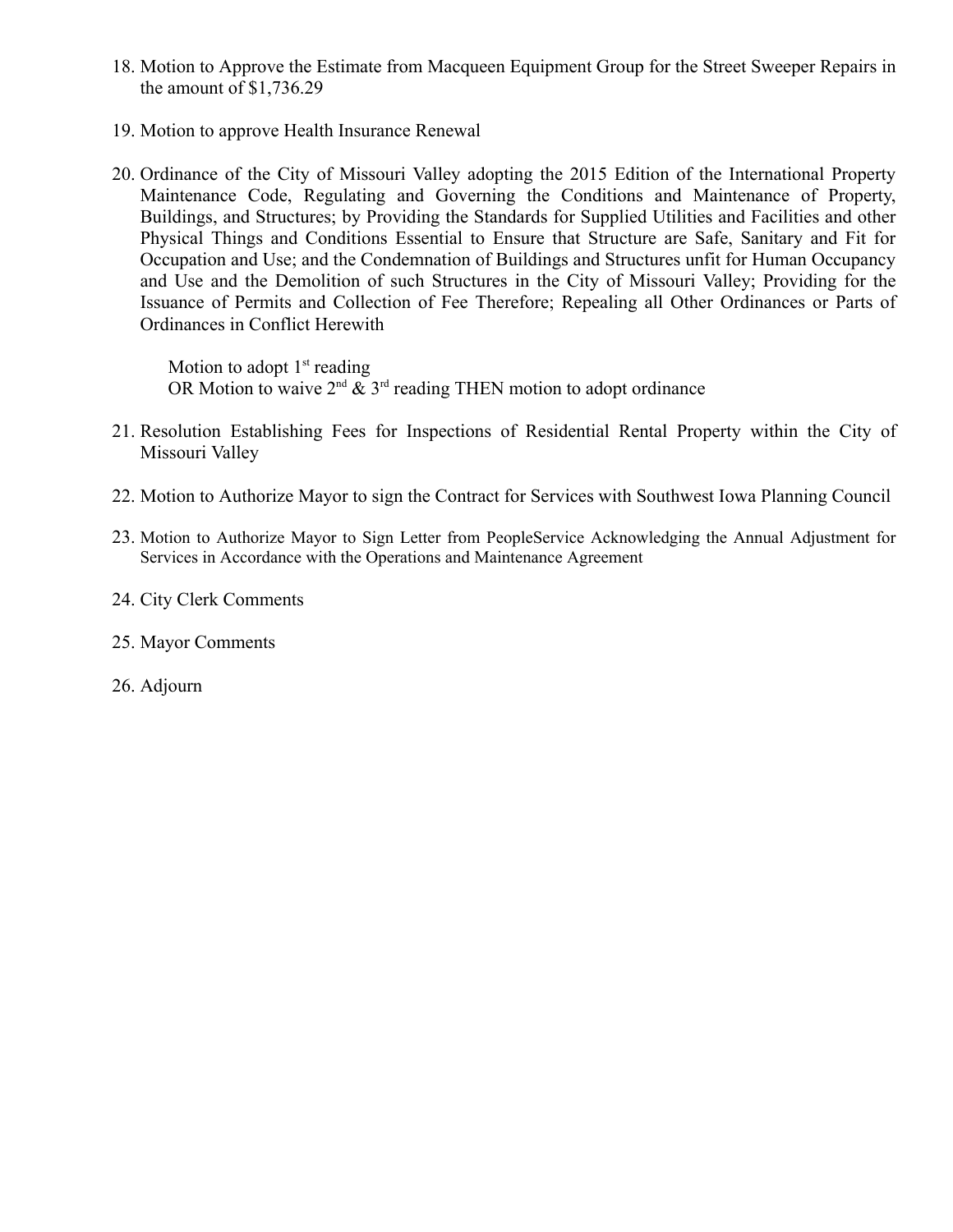18. Motion to Approve the Estimate from Macqueen Equipment Group for the Street Sweeper Repairs in the amount of $1,736.29

19. Motion to approve Health Insurance Renewal

20. Ordinance of the City of Missouri Valley adopting the 2015 Edition of the International Property Maintenance Code, Regulating and Governing the Conditions and Maintenance of Property, Buildings, and Structures; by Providing the Standards for Supplied Utilities and Facilities and other Physical Things and Conditions Essential to Ensure that Structure are Safe, Sanitary and Fit for Occupation and Use; and the Condemnation of Buildings and Structures unfit for Human Occupancy and Use and the Demolition of such Structures in the City of Missouri Valley; Providing for the Issuance of Permits and Collection of Fee Therefore; Repealing all Other Ordinances or Parts of Ordinances in Conflict Herewith

    Motion to adopt 1st reading
    OR Motion to waive 2nd & 3rd reading THEN motion to adopt ordinance

21. Resolution Establishing Fees for Inspections of Residential Rental Property within the City of Missouri Valley

22. Motion to Authorize Mayor to sign the Contract for Services with Southwest Iowa Planning Council

23. Motion to Authorize Mayor to Sign Letter from PeopleService Acknowledging the Annual Adjustment for Services in Accordance with the Operations and Maintenance Agreement

24. City Clerk Comments

25. Mayor Comments

26. Adjourn